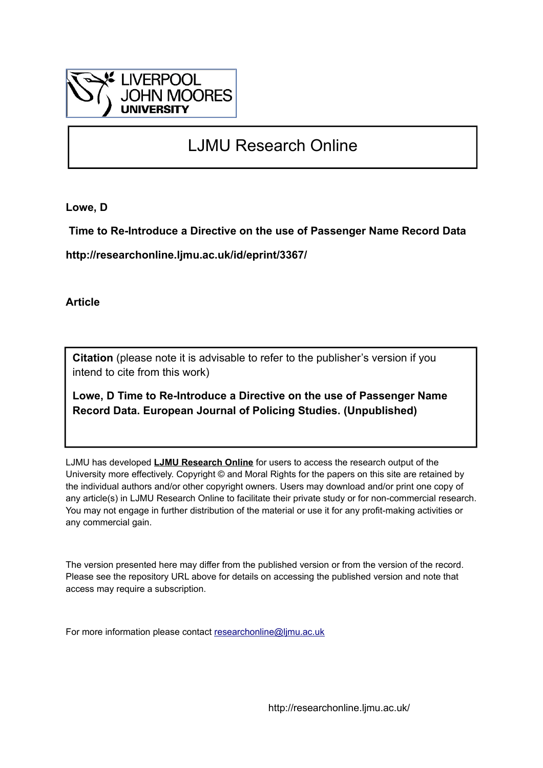LIVERPOOL JOHN MOORES UNIVERSITY

# LJMU Research Online

**Lowe, D**

**Time to Re-Introduce a Directive on the use of Passenger Name Record Data**

**http://researchonline.ljmu.ac.uk/id/eprint/3367/**

**Article**

**Citation** (please note it is advisable to refer to the publisher's version if you intend to cite from this work)

**Lowe, D Time to Re-Introduce a Directive on the use of Passenger Name Record Data. European Journal of Policing Studies. (Unpublished)**

LJMU has developed **LJMU Research Online** for users to access the research output of the University more effectively. Copyright © and Moral Rights for the papers on this site are retained by the individual authors and/or other copyright owners. Users may download and/or print one copy of any article(s) in LJMU Research Online to facilitate their private study or for non-commercial research. You may not engage in further distribution of the material or use it for any profit-making activities or any commercial gain.

The version presented here may differ from the published version or from the version of the record. Please see the repository URL above for details on accessing the published version and note that access may require a subscription.

For more information please contact researchonline@ljmu.ac.uk

http://researchonline.ljmu.ac.uk/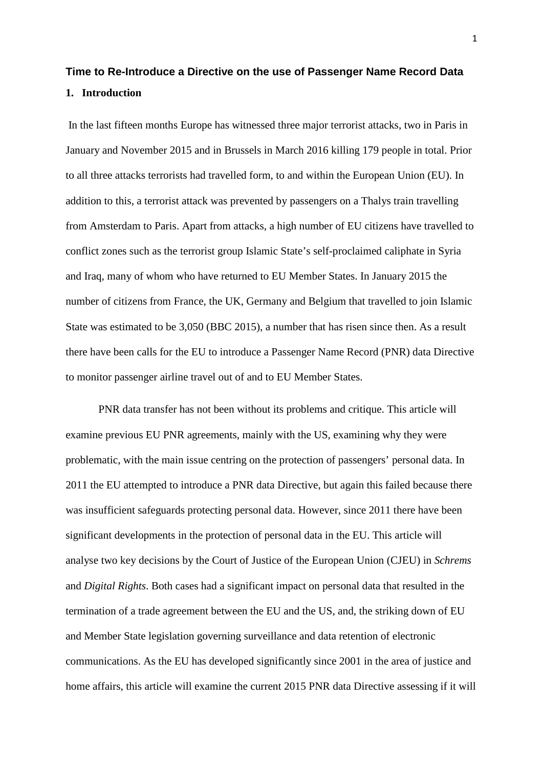**Time to Re-Introduce a Directive on the use of Passenger Name Record Data**

**1. Introduction**

In the last fifteen months Europe has witnessed three major terrorist attacks, two in Paris in January and November 2015 and in Brussels in March 2016 killing 179 people in total. Prior to all three attacks terrorists had travelled form, to and within the European Union (EU). In addition to this, a terrorist attack was prevented by passengers on a Thalys train travelling from Amsterdam to Paris. Apart from attacks, a high number of EU citizens have travelled to conflict zones such as the terrorist group Islamic State's self-proclaimed caliphate in Syria and Iraq, many of whom who have returned to EU Member States. In January 2015 the number of citizens from France, the UK, Germany and Belgium that travelled to join Islamic State was estimated to be 3,050 (BBC 2015), a number that has risen since then. As a result there have been calls for the EU to introduce a Passenger Name Record (PNR) data Directive to monitor passenger airline travel out of and to EU Member States.

PNR data transfer has not been without its problems and critique. This article will examine previous EU PNR agreements, mainly with the US, examining why they were problematic, with the main issue centring on the protection of passengers' personal data. In 2011 the EU attempted to introduce a PNR data Directive, but again this failed because there was insufficient safeguards protecting personal data. However, since 2011 there have been significant developments in the protection of personal data in the EU. This article will analyse two key decisions by the Court of Justice of the European Union (CJEU) in *Schrems* and *Digital Rights*. Both cases had a significant impact on personal data that resulted in the termination of a trade agreement between the EU and the US, and, the striking down of EU and Member State legislation governing surveillance and data retention of electronic communications. As the EU has developed significantly since 2001 in the area of justice and home affairs, this article will examine the current 2015 PNR data Directive assessing if it will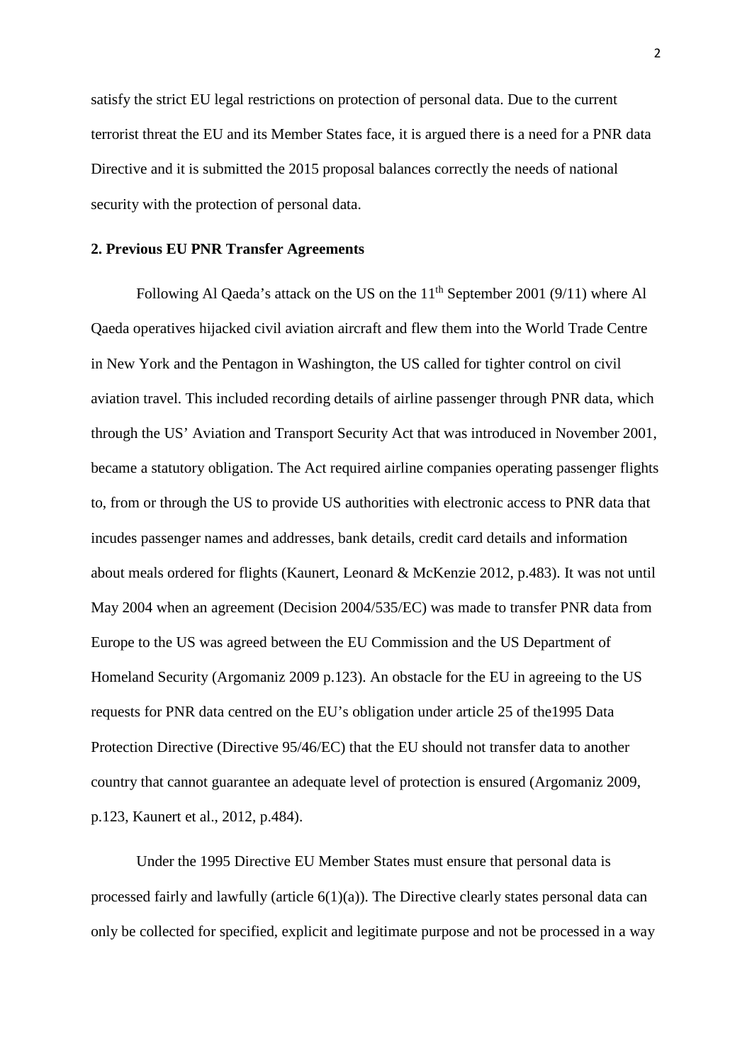satisfy the strict EU legal restrictions on protection of personal data. Due to the current terrorist threat the EU and its Member States face, it is argued there is a need for a PNR data Directive and it is submitted the 2015 proposal balances correctly the needs of national security with the protection of personal data.

## 2. Previous EU PNR Transfer Agreements

Following Al Qaeda's attack on the US on the 11th September 2001 (9/11) where Al Qaeda operatives hijacked civil aviation aircraft and flew them into the World Trade Centre in New York and the Pentagon in Washington, the US called for tighter control on civil aviation travel. This included recording details of airline passenger through PNR data, which through the US' Aviation and Transport Security Act that was introduced in November 2001, became a statutory obligation. The Act required airline companies operating passenger flights to, from or through the US to provide US authorities with electronic access to PNR data that incudes passenger names and addresses, bank details, credit card details and information about meals ordered for flights (Kaunert, Leonard & McKenzie 2012, p.483). It was not until May 2004 when an agreement (Decision 2004/535/EC) was made to transfer PNR data from Europe to the US was agreed between the EU Commission and the US Department of Homeland Security (Argomaniz 2009 p.123). An obstacle for the EU in agreeing to the US requests for PNR data centred on the EU's obligation under article 25 of the1995 Data Protection Directive (Directive 95/46/EC) that the EU should not transfer data to another country that cannot guarantee an adequate level of protection is ensured (Argomaniz 2009, p.123, Kaunert et al., 2012, p.484).

Under the 1995 Directive EU Member States must ensure that personal data is processed fairly and lawfully (article 6(1)(a)). The Directive clearly states personal data can only be collected for specified, explicit and legitimate purpose and not be processed in a way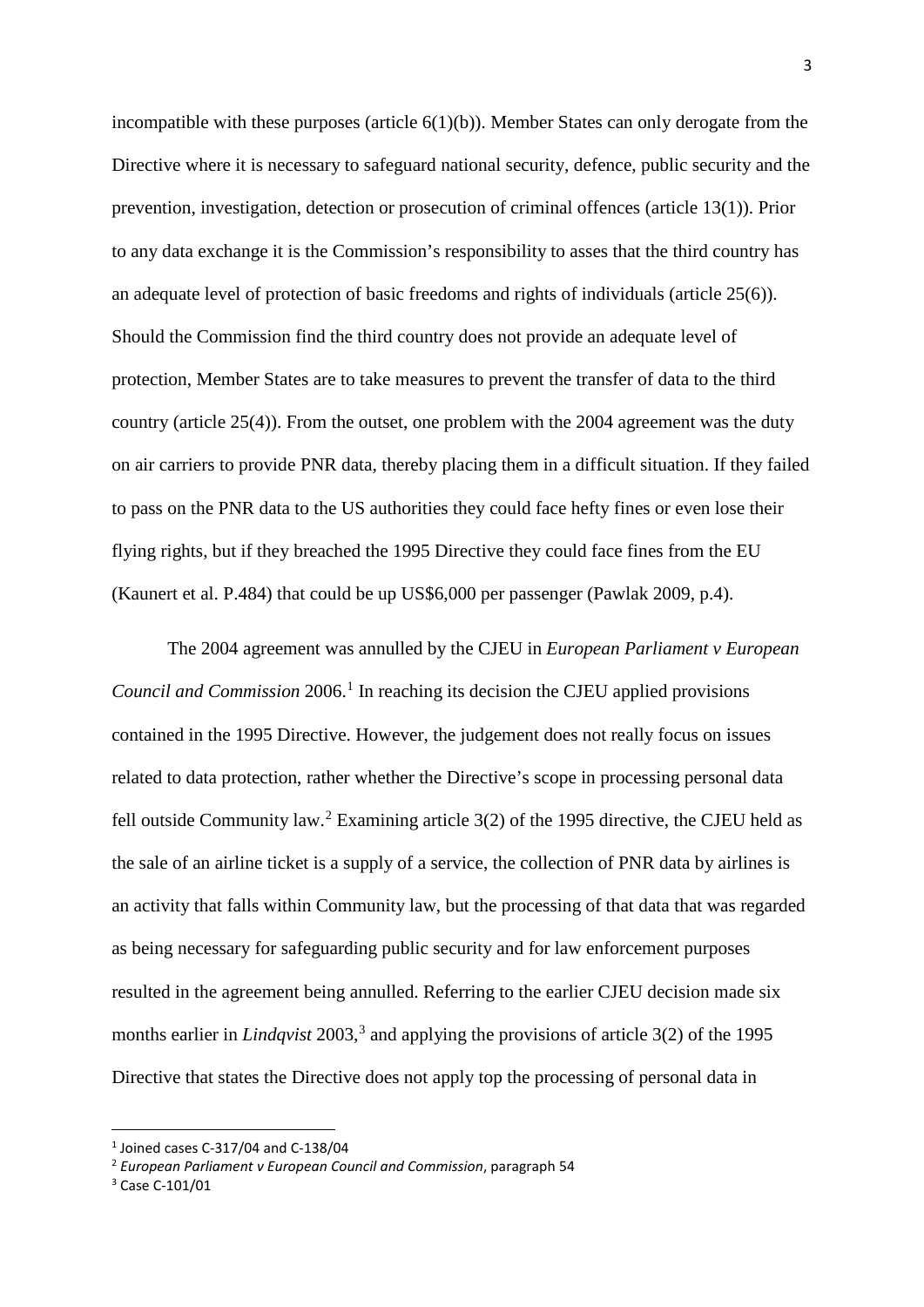incompatible with these purposes (article 6(1)(b)). Member States can only derogate from the Directive where it is necessary to safeguard national security, defence, public security and the prevention, investigation, detection or prosecution of criminal offences (article 13(1)). Prior to any data exchange it is the Commission's responsibility to asses that the third country has an adequate level of protection of basic freedoms and rights of individuals (article 25(6)). Should the Commission find the third country does not provide an adequate level of protection, Member States are to take measures to prevent the transfer of data to the third country (article 25(4)). From the outset, one problem with the 2004 agreement was the duty on air carriers to provide PNR data, thereby placing them in a difficult situation. If they failed to pass on the PNR data to the US authorities they could face hefty fines or even lose their flying rights, but if they breached the 1995 Directive they could face fines from the EU (Kaunert et al. P.484) that could be up US$6,000 per passenger (Pawlak 2009, p.4).

The 2004 agreement was annulled by the CJEU in *European Parliament v European Council and Commission* 2006.[1] In reaching its decision the CJEU applied provisions contained in the 1995 Directive. However, the judgement does not really focus on issues related to data protection, rather whether the Directive's scope in processing personal data fell outside Community law.[2] Examining article 3(2) of the 1995 directive, the CJEU held as the sale of an airline ticket is a supply of a service, the collection of PNR data by airlines is an activity that falls within Community law, but the processing of that data that was regarded as being necessary for safeguarding public security and for law enforcement purposes resulted in the agreement being annulled. Referring to the earlier CJEU decision made six months earlier in *Lindqvist* 2003,[3] and applying the provisions of article 3(2) of the 1995 Directive that states the Directive does not apply top the processing of personal data in

[1] Joined cases C-317/04 and C-138/04

[2] *European Parliament v European Council and Commission*, paragraph 54

[3] Case C-101/01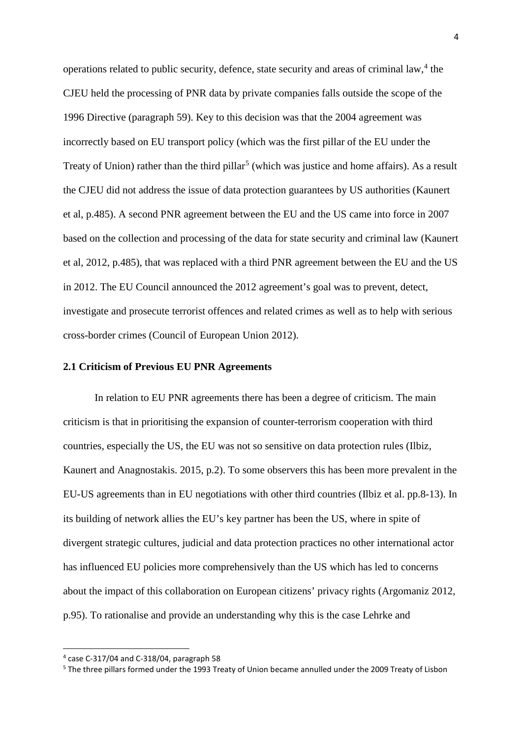operations related to public security, defence, state security and areas of criminal law,[4] the CJEU held the processing of PNR data by private companies falls outside the scope of the 1996 Directive (paragraph 59). Key to this decision was that the 2004 agreement was incorrectly based on EU transport policy (which was the first pillar of the EU under the Treaty of Union) rather than the third pillar[5] (which was justice and home affairs). As a result the CJEU did not address the issue of data protection guarantees by US authorities (Kaunert et al, p.485). A second PNR agreement between the EU and the US came into force in 2007 based on the collection and processing of the data for state security and criminal law (Kaunert et al, 2012, p.485), that was replaced with a third PNR agreement between the EU and the US in 2012. The EU Council announced the 2012 agreement's goal was to prevent, detect, investigate and prosecute terrorist offences and related crimes as well as to help with serious cross-border crimes (Council of European Union 2012).

## 2.1 Criticism of Previous EU PNR Agreements

In relation to EU PNR agreements there has been a degree of criticism. The main criticism is that in prioritising the expansion of counter-terrorism cooperation with third countries, especially the US, the EU was not so sensitive on data protection rules (Ilbiz, Kaunert and Anagnostakis. 2015, p.2). To some observers this has been more prevalent in the EU-US agreements than in EU negotiations with other third countries (Ilbiz et al. pp.8-13). In its building of network allies the EU's key partner has been the US, where in spite of divergent strategic cultures, judicial and data protection practices no other international actor has influenced EU policies more comprehensively than the US which has led to concerns about the impact of this collaboration on European citizens' privacy rights (Argomaniz 2012, p.95). To rationalise and provide an understanding why this is the case Lehrke and

[4] case C-317/04 and C-318/04, paragraph 58

[5] The three pillars formed under the 1993 Treaty of Union became annulled under the 2009 Treaty of Lisbon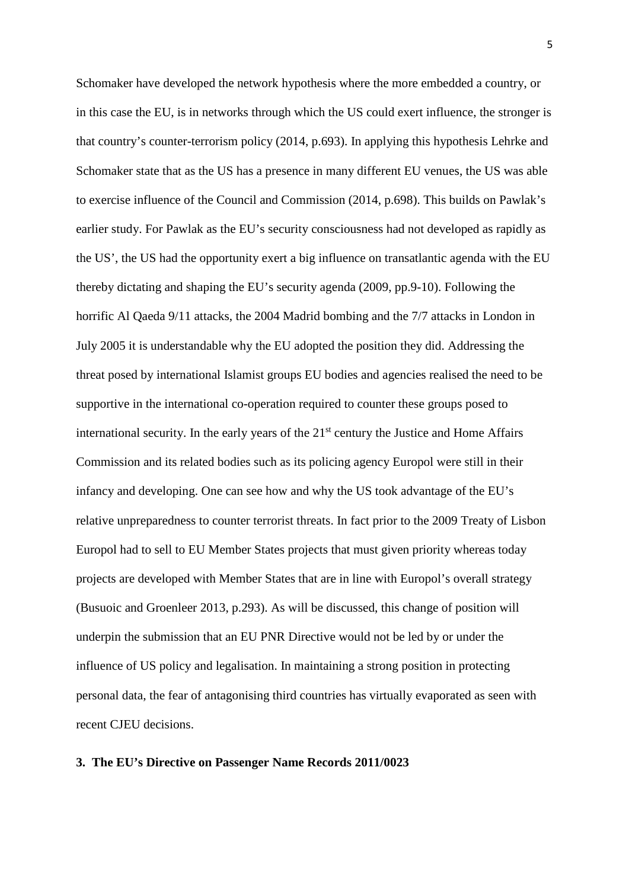Schomaker have developed the network hypothesis where the more embedded a country, or in this case the EU, is in networks through which the US could exert influence, the stronger is that country's counter-terrorism policy (2014, p.693). In applying this hypothesis Lehrke and Schomaker state that as the US has a presence in many different EU venues, the US was able to exercise influence of the Council and Commission (2014, p.698). This builds on Pawlak's earlier study. For Pawlak as the EU's security consciousness had not developed as rapidly as the US', the US had the opportunity exert a big influence on transatlantic agenda with the EU thereby dictating and shaping the EU's security agenda (2009, pp.9-10). Following the horrific Al Qaeda 9/11 attacks, the 2004 Madrid bombing and the 7/7 attacks in London in July 2005 it is understandable why the EU adopted the position they did. Addressing the threat posed by international Islamist groups EU bodies and agencies realised the need to be supportive in the international co-operation required to counter these groups posed to international security. In the early years of the 21st century the Justice and Home Affairs Commission and its related bodies such as its policing agency Europol were still in their infancy and developing. One can see how and why the US took advantage of the EU's relative unpreparedness to counter terrorist threats. In fact prior to the 2009 Treaty of Lisbon Europol had to sell to EU Member States projects that must given priority whereas today projects are developed with Member States that are in line with Europol's overall strategy (Busuoic and Groenleer 2013, p.293). As will be discussed, this change of position will underpin the submission that an EU PNR Directive would not be led by or under the influence of US policy and legalisation. In maintaining a strong position in protecting personal data, the fear of antagonising third countries has virtually evaporated as seen with recent CJEU decisions.

## 3. The EU's Directive on Passenger Name Records 2011/0023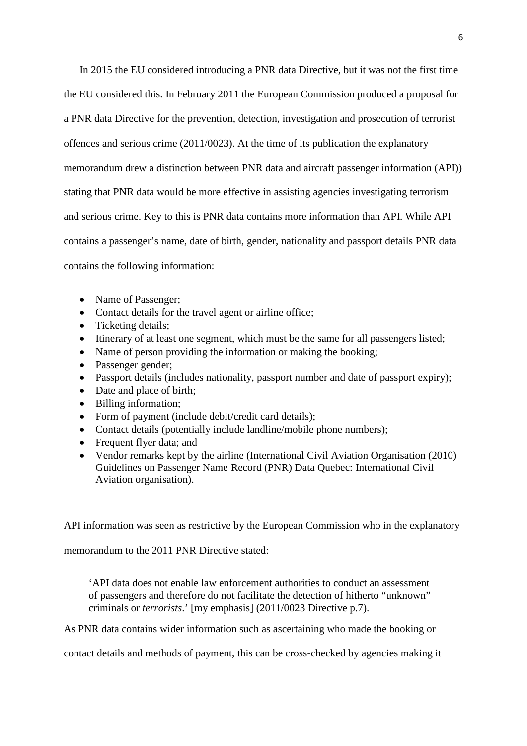In 2015 the EU considered introducing a PNR data Directive, but it was not the first time the EU considered this. In February 2011 the European Commission produced a proposal for a PNR data Directive for the prevention, detection, investigation and prosecution of terrorist offences and serious crime (2011/0023). At the time of its publication the explanatory memorandum drew a distinction between PNR data and aircraft passenger information (API)) stating that PNR data would be more effective in assisting agencies investigating terrorism and serious crime. Key to this is PNR data contains more information than API. While API contains a passenger's name, date of birth, gender, nationality and passport details PNR data contains the following information:

- Name of Passenger;
- Contact details for the travel agent or airline office;
- Ticketing details;
- Itinerary of at least one segment, which must be the same for all passengers listed;
- Name of person providing the information or making the booking;
- Passenger gender;
- Passport details (includes nationality, passport number and date of passport expiry);
- Date and place of birth;
- Billing information;
- Form of payment (include debit/credit card details);
- Contact details (potentially include landline/mobile phone numbers);
- Frequent flyer data; and
- Vendor remarks kept by the airline (International Civil Aviation Organisation (2010) Guidelines on Passenger Name Record (PNR) Data Quebec: International Civil Aviation organisation).

API information was seen as restrictive by the European Commission who in the explanatory memorandum to the 2011 PNR Directive stated:

> 'API data does not enable law enforcement authorities to conduct an assessment of passengers and therefore do not facilitate the detection of hitherto "unknown" criminals or *terrorists*.' [my emphasis] (2011/0023 Directive p.7).

As PNR data contains wider information such as ascertaining who made the booking or contact details and methods of payment, this can be cross-checked by agencies making it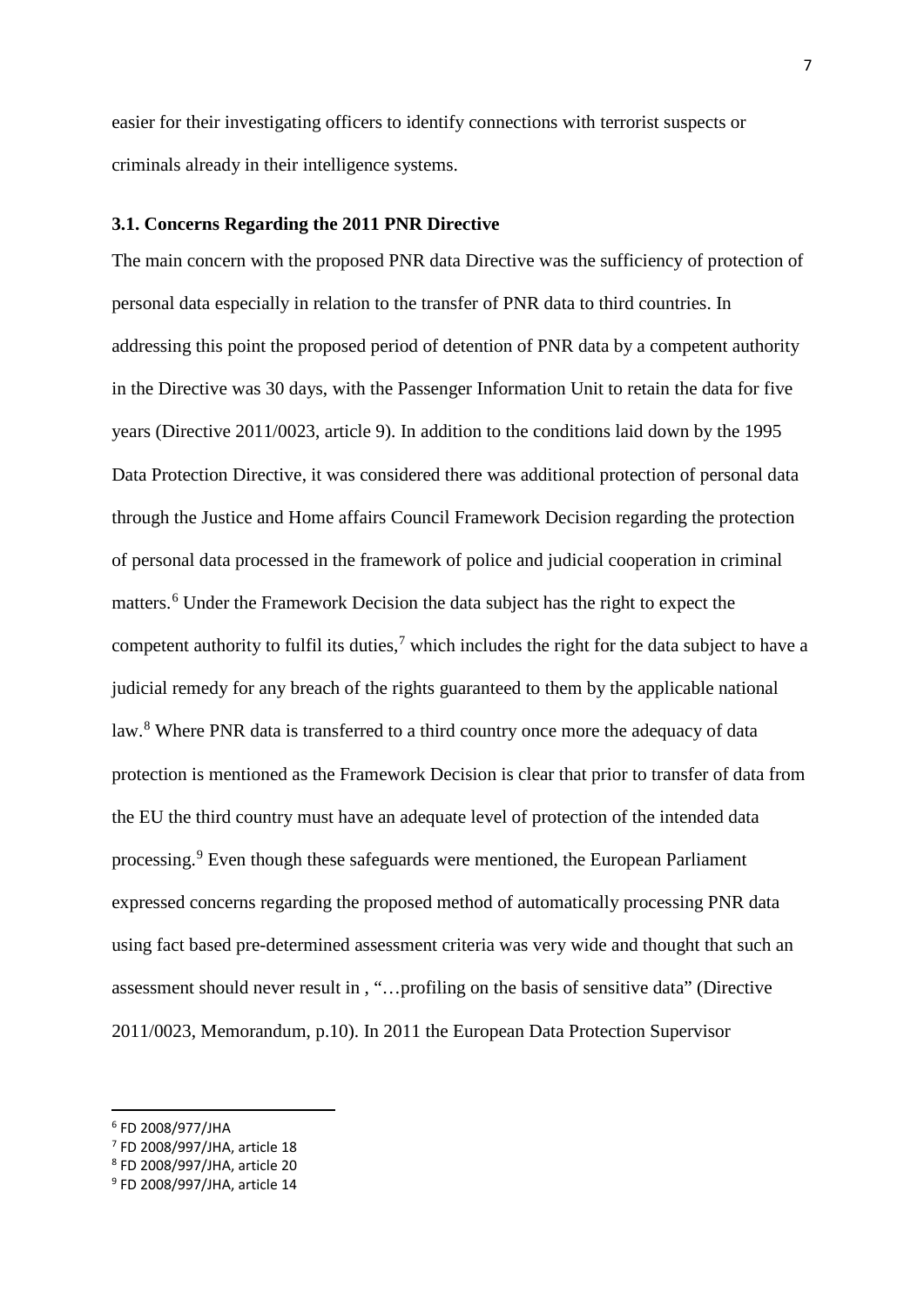easier for their investigating officers to identify connections with terrorist suspects or criminals already in their intelligence systems.

### 3.1. Concerns Regarding the 2011 PNR Directive

The main concern with the proposed PNR data Directive was the sufficiency of protection of personal data especially in relation to the transfer of PNR data to third countries. In addressing this point the proposed period of detention of PNR data by a competent authority in the Directive was 30 days, with the Passenger Information Unit to retain the data for five years (Directive 2011/0023, article 9). In addition to the conditions laid down by the 1995 Data Protection Directive, it was considered there was additional protection of personal data through the Justice and Home affairs Council Framework Decision regarding the protection of personal data processed in the framework of police and judicial cooperation in criminal matters.[6] Under the Framework Decision the data subject has the right to expect the competent authority to fulfil its duties,[7] which includes the right for the data subject to have a judicial remedy for any breach of the rights guaranteed to them by the applicable national law.[8] Where PNR data is transferred to a third country once more the adequacy of data protection is mentioned as the Framework Decision is clear that prior to transfer of data from the EU the third country must have an adequate level of protection of the intended data processing.[9] Even though these safeguards were mentioned, the European Parliament expressed concerns regarding the proposed method of automatically processing PNR data using fact based pre-determined assessment criteria was very wide and thought that such an assessment should never result in , "…profiling on the basis of sensitive data" (Directive 2011/0023, Memorandum, p.10). In 2011 the European Data Protection Supervisor

---

[6] FD 2008/977/JHA

[7] FD 2008/997/JHA, article 18

[8] FD 2008/997/JHA, article 20

[9] FD 2008/997/JHA, article 14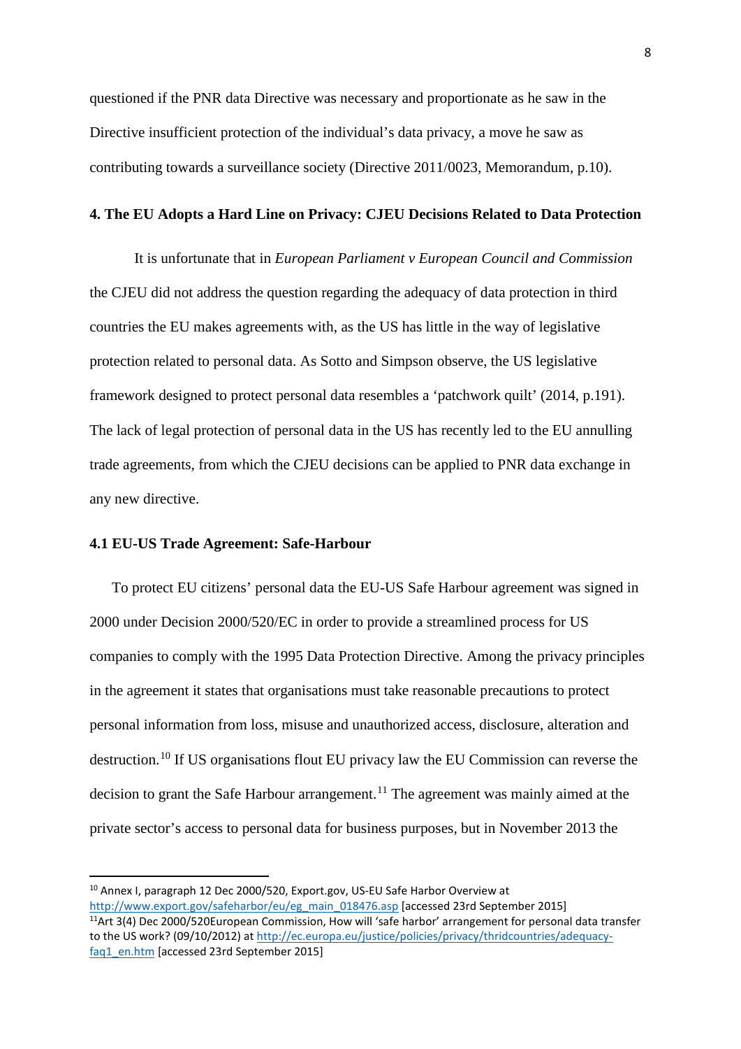questioned if the PNR data Directive was necessary and proportionate as he saw in the Directive insufficient protection of the individual's data privacy, a move he saw as contributing towards a surveillance society (Directive 2011/0023, Memorandum, p.10).

## 4. The EU Adopts a Hard Line on Privacy: CJEU Decisions Related to Data Protection

It is unfortunate that in *European Parliament v European Council and Commission* the CJEU did not address the question regarding the adequacy of data protection in third countries the EU makes agreements with, as the US has little in the way of legislative protection related to personal data. As Sotto and Simpson observe, the US legislative framework designed to protect personal data resembles a 'patchwork quilt' (2014, p.191). The lack of legal protection of personal data in the US has recently led to the EU annulling trade agreements, from which the CJEU decisions can be applied to PNR data exchange in any new directive.

### 4.1 EU-US Trade Agreement: Safe-Harbour

To protect EU citizens' personal data the EU-US Safe Harbour agreement was signed in 2000 under Decision 2000/520/EC in order to provide a streamlined process for US companies to comply with the 1995 Data Protection Directive. Among the privacy principles in the agreement it states that organisations must take reasonable precautions to protect personal information from loss, misuse and unauthorized access, disclosure, alteration and destruction.[10] If US organisations flout EU privacy law the EU Commission can reverse the decision to grant the Safe Harbour arrangement.[11] The agreement was mainly aimed at the private sector's access to personal data for business purposes, but in November 2013 the

---

[10] Annex I, paragraph 12 Dec 2000/520, Export.gov, US-EU Safe Harbor Overview at http://www.export.gov/safeharbor/eu/eg_main_018476.asp [accessed 23rd September 2015]

[11] Art 3(4) Dec 2000/520European Commission, How will 'safe harbor' arrangement for personal data transfer to the US work? (09/10/2012) at http://ec.europa.eu/justice/policies/privacy/thridcountries/adequacy-faq1_en.htm [accessed 23rd September 2015]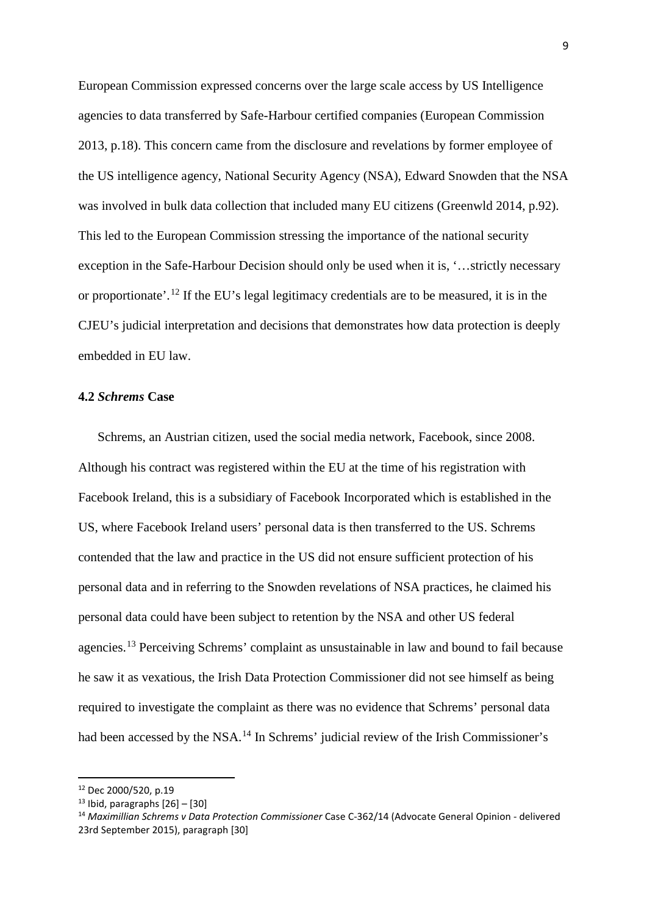European Commission expressed concerns over the large scale access by US Intelligence agencies to data transferred by Safe-Harbour certified companies (European Commission 2013, p.18). This concern came from the disclosure and revelations by former employee of the US intelligence agency, National Security Agency (NSA), Edward Snowden that the NSA was involved in bulk data collection that included many EU citizens (Greenwld 2014, p.92). This led to the European Commission stressing the importance of the national security exception in the Safe-Harbour Decision should only be used when it is, '…strictly necessary or proportionate'.[12] If the EU's legal legitimacy credentials are to be measured, it is in the CJEU's judicial interpretation and decisions that demonstrates how data protection is deeply embedded in EU law.

**4.2 *Schrems* Case**

Schrems, an Austrian citizen, used the social media network, Facebook, since 2008. Although his contract was registered within the EU at the time of his registration with Facebook Ireland, this is a subsidiary of Facebook Incorporated which is established in the US, where Facebook Ireland users' personal data is then transferred to the US. Schrems contended that the law and practice in the US did not ensure sufficient protection of his personal data and in referring to the Snowden revelations of NSA practices, he claimed his personal data could have been subject to retention by the NSA and other US federal agencies.[13] Perceiving Schrems' complaint as unsustainable in law and bound to fail because he saw it as vexatious, the Irish Data Protection Commissioner did not see himself as being required to investigate the complaint as there was no evidence that Schrems' personal data had been accessed by the NSA.[14] In Schrems' judicial review of the Irish Commissioner's

---

[12] Dec 2000/520, p.19

[13] Ibid, paragraphs [26] – [30]

[14] *Maximillian Schrems v Data Protection Commissioner* Case C-362/14 (Advocate General Opinion - delivered 23rd September 2015), paragraph [30]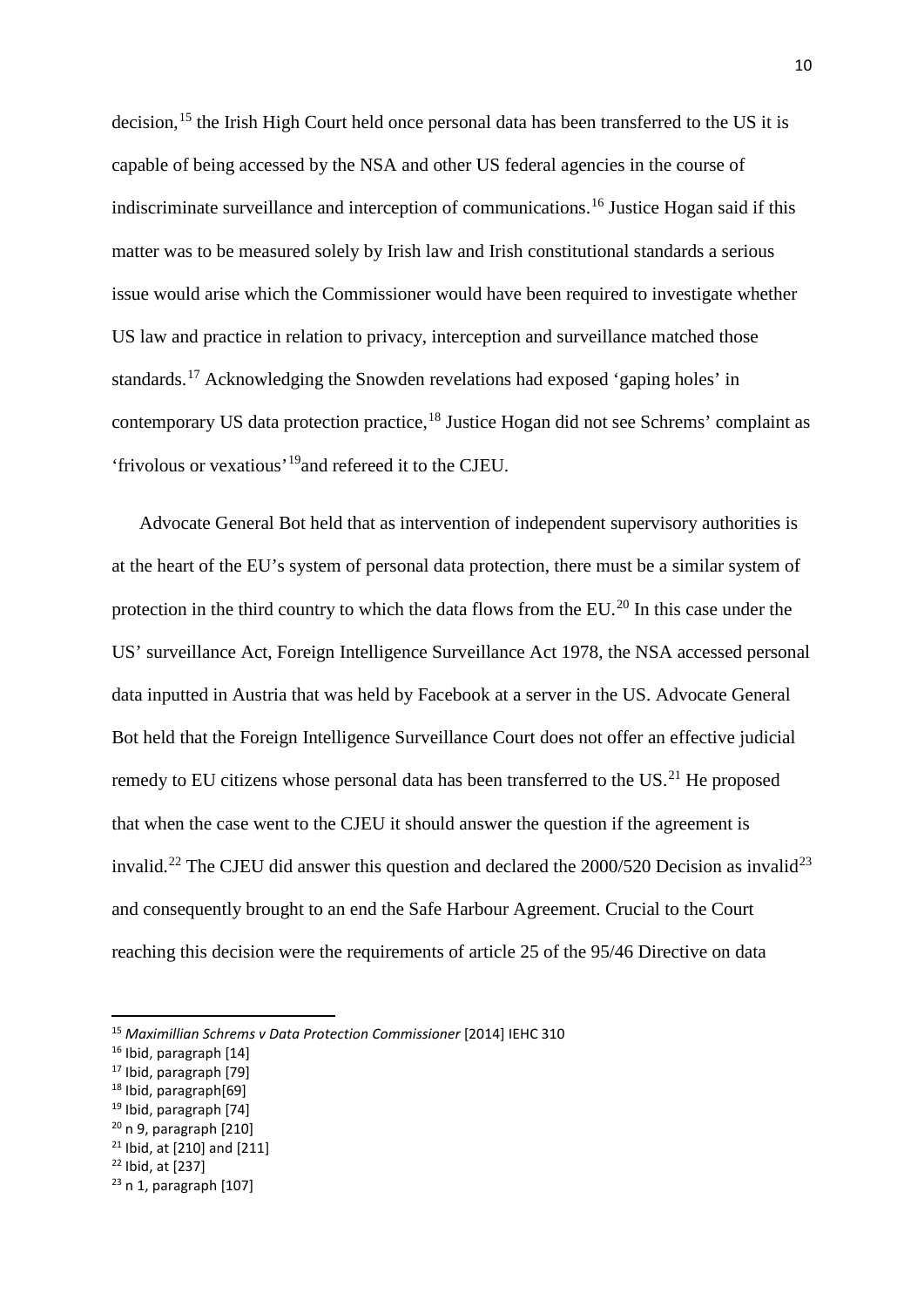decision,[15] the Irish High Court held once personal data has been transferred to the US it is capable of being accessed by the NSA and other US federal agencies in the course of indiscriminate surveillance and interception of communications.[16] Justice Hogan said if this matter was to be measured solely by Irish law and Irish constitutional standards a serious issue would arise which the Commissioner would have been required to investigate whether US law and practice in relation to privacy, interception and surveillance matched those standards.[17] Acknowledging the Snowden revelations had exposed 'gaping holes' in contemporary US data protection practice,[18] Justice Hogan did not see Schrems' complaint as 'frivolous or vexatious'[19]and refereed it to the CJEU.

Advocate General Bot held that as intervention of independent supervisory authorities is at the heart of the EU's system of personal data protection, there must be a similar system of protection in the third country to which the data flows from the EU.[20] In this case under the US' surveillance Act, Foreign Intelligence Surveillance Act 1978, the NSA accessed personal data inputted in Austria that was held by Facebook at a server in the US. Advocate General Bot held that the Foreign Intelligence Surveillance Court does not offer an effective judicial remedy to EU citizens whose personal data has been transferred to the US.[21] He proposed that when the case went to the CJEU it should answer the question if the agreement is invalid.[22] The CJEU did answer this question and declared the 2000/520 Decision as invalid[23] and consequently brought to an end the Safe Harbour Agreement. Crucial to the Court reaching this decision were the requirements of article 25 of the 95/46 Directive on data

---

[15] *Maximillian Schrems v Data Protection Commissioner* [2014] IEHC 310

[16] Ibid, paragraph [14]

[17] Ibid, paragraph [79]

[18] Ibid, paragraph[69]

[19] Ibid, paragraph [74]

[20] n 9, paragraph [210]

[21] Ibid, at [210] and [211]

[22] Ibid, at [237]

[23] n 1, paragraph [107]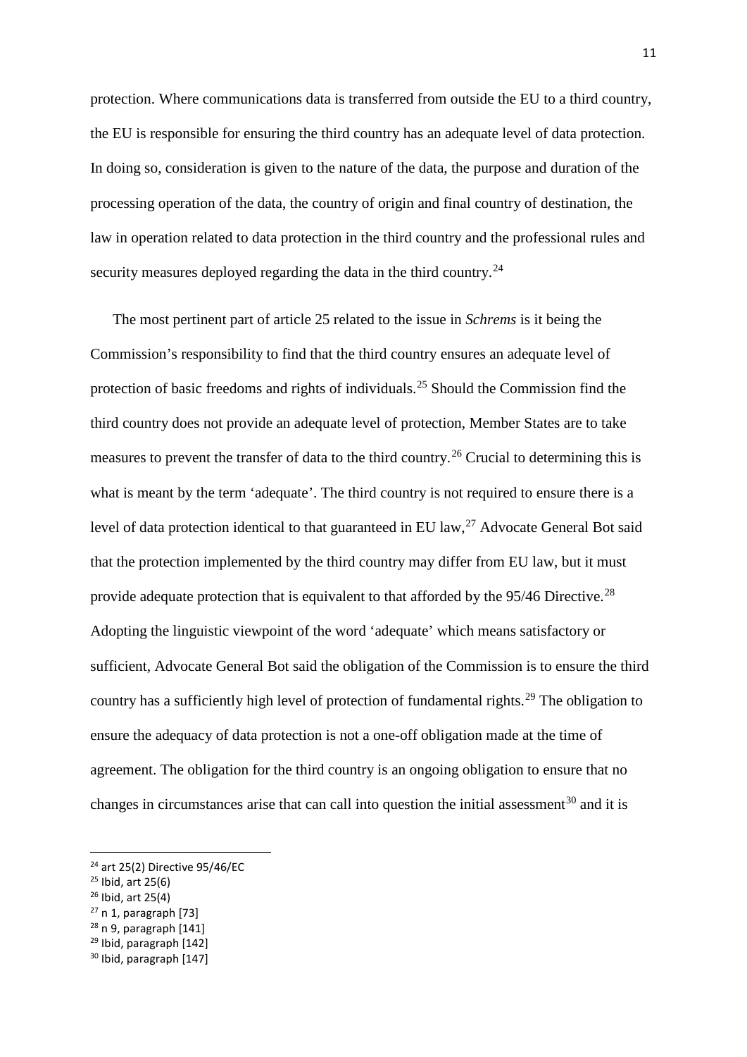protection. Where communications data is transferred from outside the EU to a third country, the EU is responsible for ensuring the third country has an adequate level of data protection. In doing so, consideration is given to the nature of the data, the purpose and duration of the processing operation of the data, the country of origin and final country of destination, the law in operation related to data protection in the third country and the professional rules and security measures deployed regarding the data in the third country.[24]

The most pertinent part of article 25 related to the issue in *Schrems* is it being the Commission's responsibility to find that the third country ensures an adequate level of protection of basic freedoms and rights of individuals.[25] Should the Commission find the third country does not provide an adequate level of protection, Member States are to take measures to prevent the transfer of data to the third country.[26] Crucial to determining this is what is meant by the term 'adequate'. The third country is not required to ensure there is a level of data protection identical to that guaranteed in EU law,[27] Advocate General Bot said that the protection implemented by the third country may differ from EU law, but it must provide adequate protection that is equivalent to that afforded by the 95/46 Directive.[28] Adopting the linguistic viewpoint of the word 'adequate' which means satisfactory or sufficient, Advocate General Bot said the obligation of the Commission is to ensure the third country has a sufficiently high level of protection of fundamental rights.[29] The obligation to ensure the adequacy of data protection is not a one-off obligation made at the time of agreement. The obligation for the third country is an ongoing obligation to ensure that no changes in circumstances arise that can call into question the initial assessment[30] and it is

[24] art 25(2) Directive 95/46/EC

[25] Ibid, art 25(6)

[26] Ibid, art 25(4)

[27] n 1, paragraph [73]

[28] n 9, paragraph [141]

[29] Ibid, paragraph [142]

[30] Ibid, paragraph [147]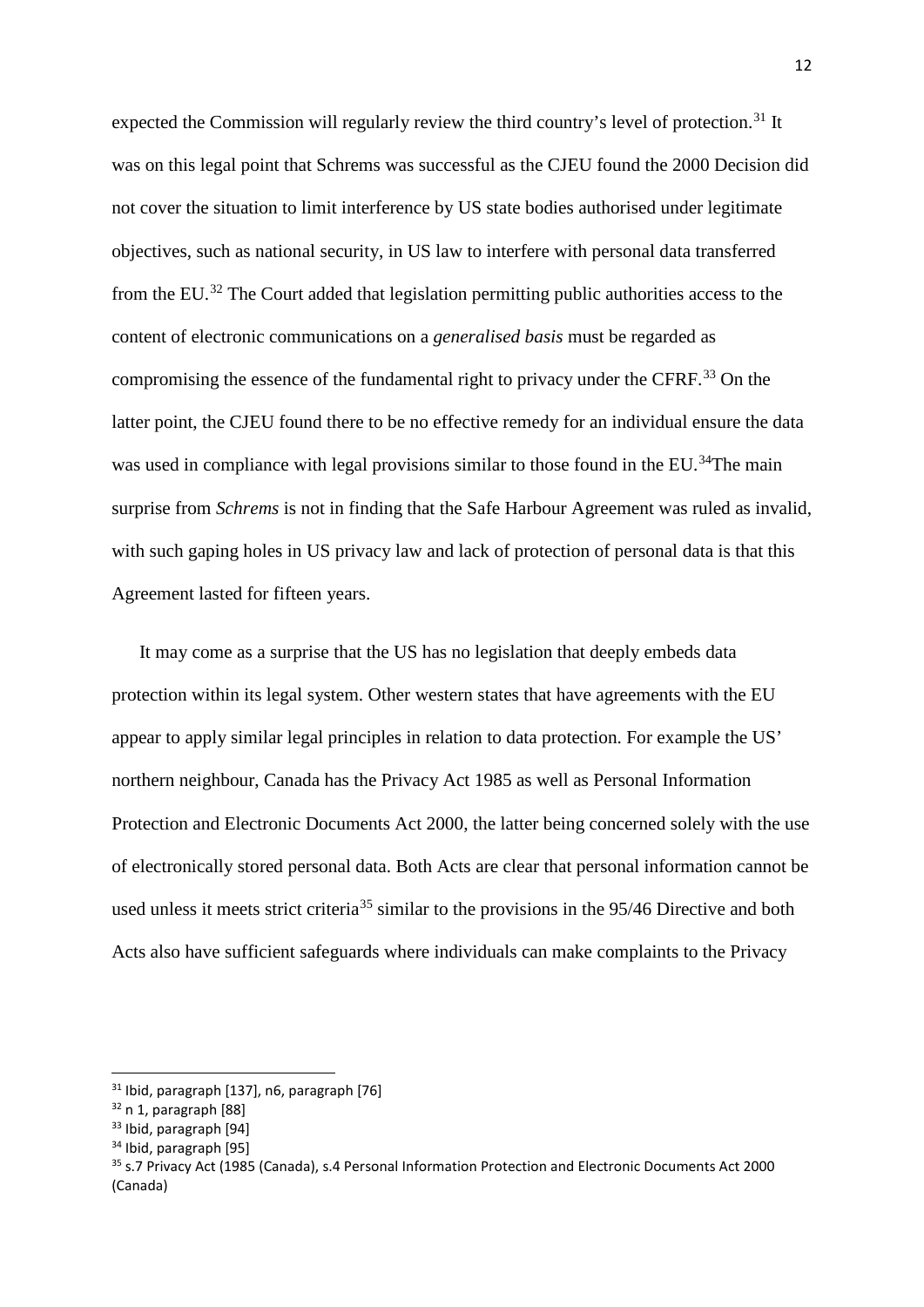expected the Commission will regularly review the third country's level of protection.[31] It was on this legal point that Schrems was successful as the CJEU found the 2000 Decision did not cover the situation to limit interference by US state bodies authorised under legitimate objectives, such as national security, in US law to interfere with personal data transferred from the EU.[32] The Court added that legislation permitting public authorities access to the content of electronic communications on a *generalised basis* must be regarded as compromising the essence of the fundamental right to privacy under the CFRF.[33] On the latter point, the CJEU found there to be no effective remedy for an individual ensure the data was used in compliance with legal provisions similar to those found in the EU.[34]The main surprise from *Schrems* is not in finding that the Safe Harbour Agreement was ruled as invalid, with such gaping holes in US privacy law and lack of protection of personal data is that this Agreement lasted for fifteen years.

It may come as a surprise that the US has no legislation that deeply embeds data protection within its legal system. Other western states that have agreements with the EU appear to apply similar legal principles in relation to data protection. For example the US' northern neighbour, Canada has the Privacy Act 1985 as well as Personal Information Protection and Electronic Documents Act 2000, the latter being concerned solely with the use of electronically stored personal data. Both Acts are clear that personal information cannot be used unless it meets strict criteria[35] similar to the provisions in the 95/46 Directive and both Acts also have sufficient safeguards where individuals can make complaints to the Privacy

---

[31] Ibid, paragraph [137], n6, paragraph [76]

[32] n 1, paragraph [88]

[33] Ibid, paragraph [94]

[34] Ibid, paragraph [95]

[35] s.7 Privacy Act (1985 (Canada), s.4 Personal Information Protection and Electronic Documents Act 2000 (Canada)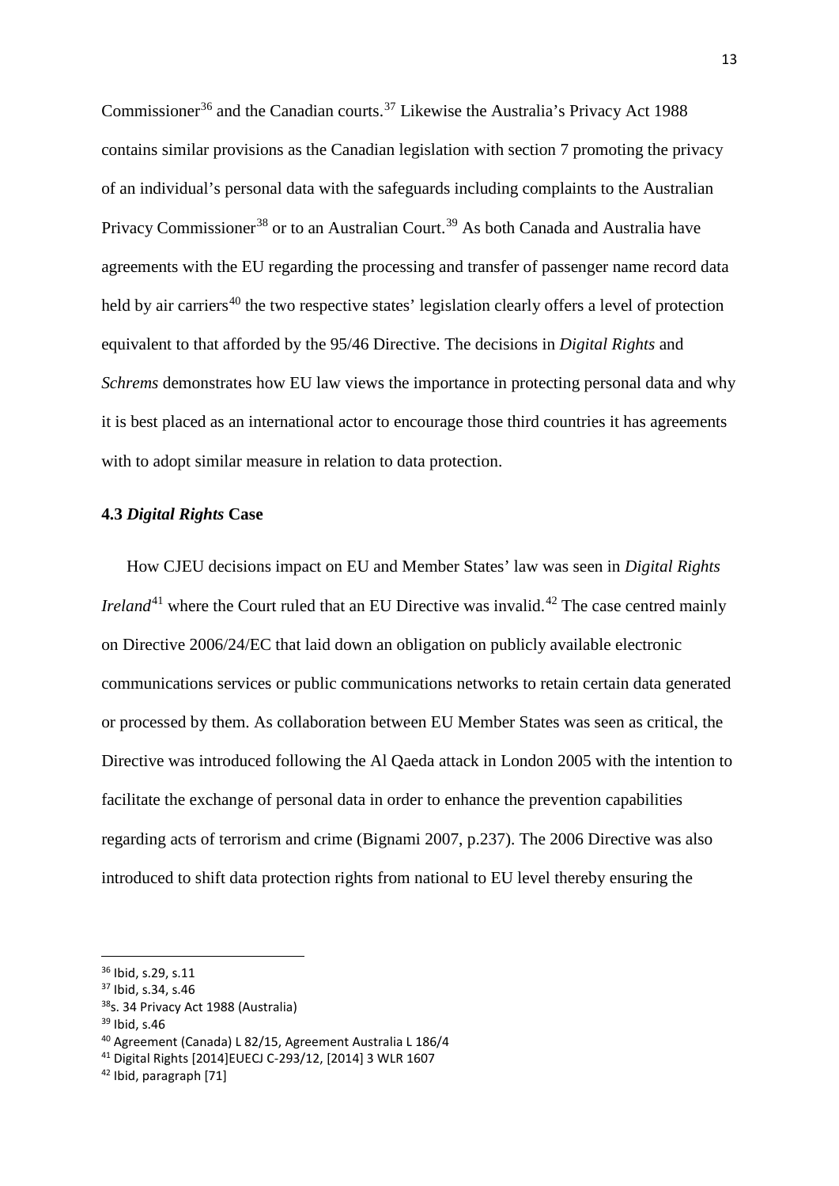Commissioner[36] and the Canadian courts.[37] Likewise the Australia's Privacy Act 1988 contains similar provisions as the Canadian legislation with section 7 promoting the privacy of an individual's personal data with the safeguards including complaints to the Australian Privacy Commissioner[38] or to an Australian Court.[39] As both Canada and Australia have agreements with the EU regarding the processing and transfer of passenger name record data held by air carriers[40] the two respective states' legislation clearly offers a level of protection equivalent to that afforded by the 95/46 Directive. The decisions in *Digital Rights* and *Schrems* demonstrates how EU law views the importance in protecting personal data and why it is best placed as an international actor to encourage those third countries it has agreements with to adopt similar measure in relation to data protection.

### 4.3 *Digital Rights* Case

How CJEU decisions impact on EU and Member States' law was seen in *Digital Rights Ireland*[41] where the Court ruled that an EU Directive was invalid.[42] The case centred mainly on Directive 2006/24/EC that laid down an obligation on publicly available electronic communications services or public communications networks to retain certain data generated or processed by them. As collaboration between EU Member States was seen as critical, the Directive was introduced following the Al Qaeda attack in London 2005 with the intention to facilitate the exchange of personal data in order to enhance the prevention capabilities regarding acts of terrorism and crime (Bignami 2007, p.237). The 2006 Directive was also introduced to shift data protection rights from national to EU level thereby ensuring the

---

[36] Ibid, s.29, s.11

[37] Ibid, s.34, s.46

[38] s. 34 Privacy Act 1988 (Australia)

[39] Ibid, s.46

[40] Agreement (Canada) L 82/15, Agreement Australia L 186/4

[41] Digital Rights [2014]EUECJ C-293/12, [2014] 3 WLR 1607

[42] Ibid, paragraph [71]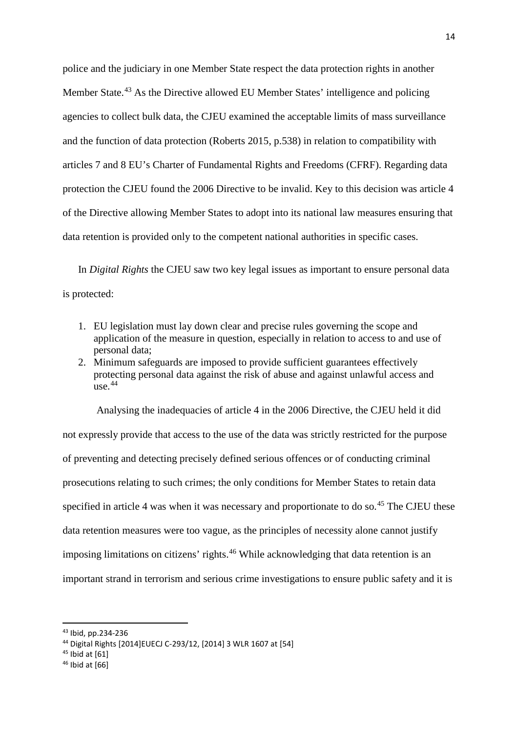police and the judiciary in one Member State respect the data protection rights in another Member State.[43] As the Directive allowed EU Member States' intelligence and policing agencies to collect bulk data, the CJEU examined the acceptable limits of mass surveillance and the function of data protection (Roberts 2015, p.538) in relation to compatibility with articles 7 and 8 EU's Charter of Fundamental Rights and Freedoms (CFRF). Regarding data protection the CJEU found the 2006 Directive to be invalid. Key to this decision was article 4 of the Directive allowing Member States to adopt into its national law measures ensuring that data retention is provided only to the competent national authorities in specific cases.

In *Digital Rights* the CJEU saw two key legal issues as important to ensure personal data is protected:

1. EU legislation must lay down clear and precise rules governing the scope and application of the measure in question, especially in relation to access to and use of personal data;
2. Minimum safeguards are imposed to provide sufficient guarantees effectively protecting personal data against the risk of abuse and against unlawful access and use.[44]

Analysing the inadequacies of article 4 in the 2006 Directive, the CJEU held it did not expressly provide that access to the use of the data was strictly restricted for the purpose of preventing and detecting precisely defined serious offences or of conducting criminal prosecutions relating to such crimes; the only conditions for Member States to retain data specified in article 4 was when it was necessary and proportionate to do so.[45] The CJEU these data retention measures were too vague, as the principles of necessity alone cannot justify imposing limitations on citizens' rights.[46] While acknowledging that data retention is an important strand in terrorism and serious crime investigations to ensure public safety and it is

---

[43] Ibid, pp.234-236

[44] Digital Rights [2014]EUECJ C-293/12, [2014] 3 WLR 1607 at [54]

[45] Ibid at [61]

[46] Ibid at [66]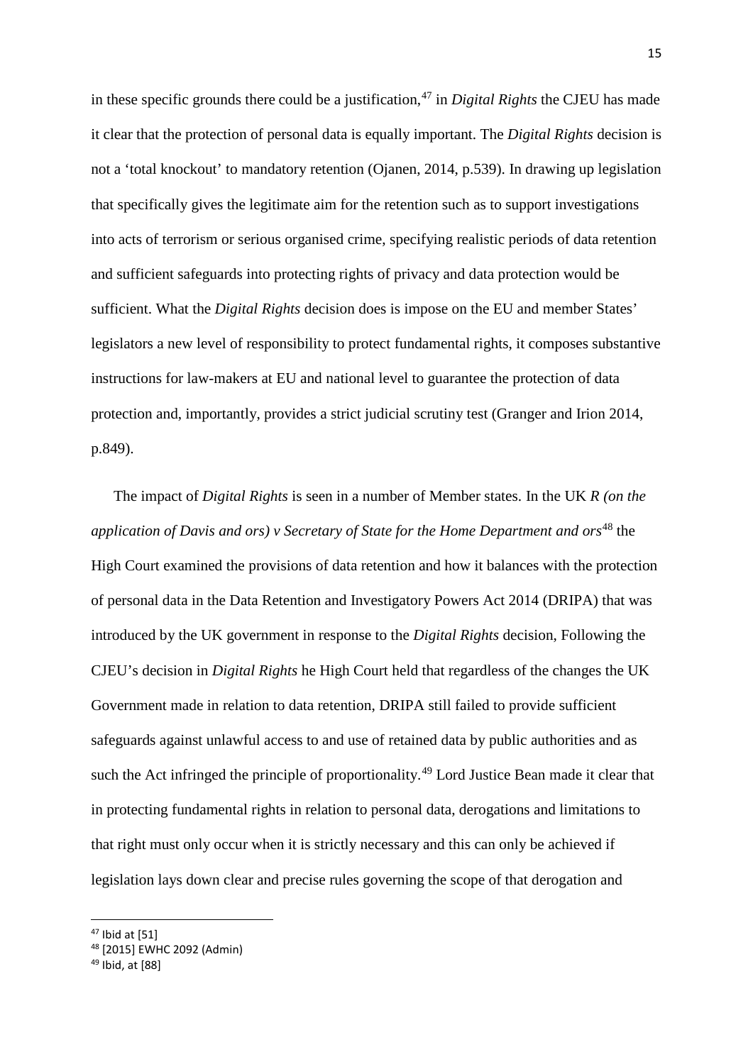in these specific grounds there could be a justification,[47] in *Digital Rights* the CJEU has made it clear that the protection of personal data is equally important. The *Digital Rights* decision is not a 'total knockout' to mandatory retention (Ojanen, 2014, p.539). In drawing up legislation that specifically gives the legitimate aim for the retention such as to support investigations into acts of terrorism or serious organised crime, specifying realistic periods of data retention and sufficient safeguards into protecting rights of privacy and data protection would be sufficient. What the *Digital Rights* decision does is impose on the EU and member States' legislators a new level of responsibility to protect fundamental rights, it composes substantive instructions for law-makers at EU and national level to guarantee the protection of data protection and, importantly, provides a strict judicial scrutiny test (Granger and Irion 2014, p.849).

The impact of *Digital Rights* is seen in a number of Member states. In the UK *R (on the application of Davis and ors) v Secretary of State for the Home Department and ors*[48] the High Court examined the provisions of data retention and how it balances with the protection of personal data in the Data Retention and Investigatory Powers Act 2014 (DRIPA) that was introduced by the UK government in response to the *Digital Rights* decision, Following the CJEU's decision in *Digital Rights* he High Court held that regardless of the changes the UK Government made in relation to data retention, DRIPA still failed to provide sufficient safeguards against unlawful access to and use of retained data by public authorities and as such the Act infringed the principle of proportionality.[49] Lord Justice Bean made it clear that in protecting fundamental rights in relation to personal data, derogations and limitations to that right must only occur when it is strictly necessary and this can only be achieved if legislation lays down clear and precise rules governing the scope of that derogation and

---

[47] Ibid at [51]

[48] [2015] EWHC 2092 (Admin)

[49] Ibid, at [88]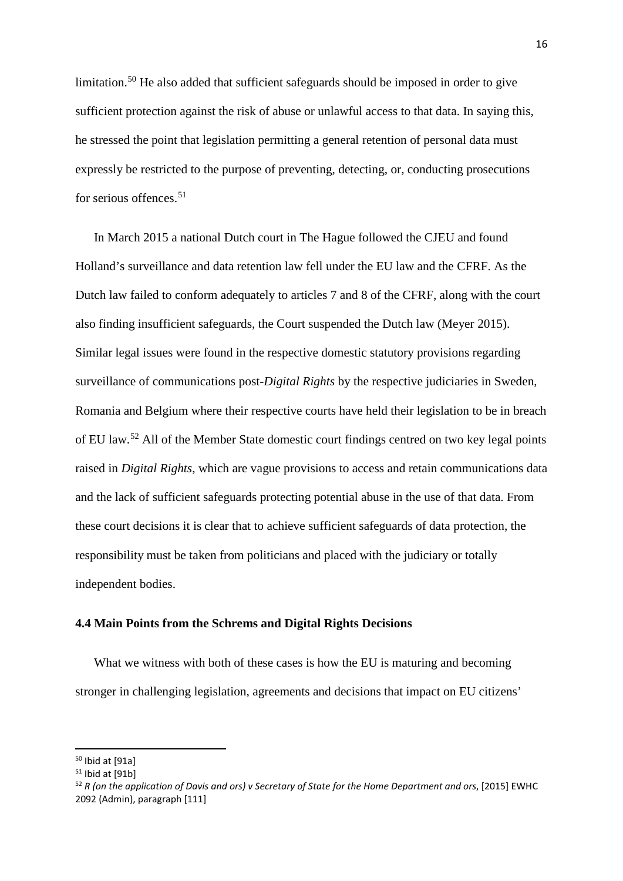limitation.[50] He also added that sufficient safeguards should be imposed in order to give sufficient protection against the risk of abuse or unlawful access to that data. In saying this, he stressed the point that legislation permitting a general retention of personal data must expressly be restricted to the purpose of preventing, detecting, or, conducting prosecutions for serious offences.[51]

In March 2015 a national Dutch court in The Hague followed the CJEU and found Holland's surveillance and data retention law fell under the EU law and the CFRF. As the Dutch law failed to conform adequately to articles 7 and 8 of the CFRF, along with the court also finding insufficient safeguards, the Court suspended the Dutch law (Meyer 2015). Similar legal issues were found in the respective domestic statutory provisions regarding surveillance of communications post-*Digital Rights* by the respective judiciaries in Sweden, Romania and Belgium where their respective courts have held their legislation to be in breach of EU law.[52] All of the Member State domestic court findings centred on two key legal points raised in *Digital Rights*, which are vague provisions to access and retain communications data and the lack of sufficient safeguards protecting potential abuse in the use of that data. From these court decisions it is clear that to achieve sufficient safeguards of data protection, the responsibility must be taken from politicians and placed with the judiciary or totally independent bodies.

### 4.4 Main Points from the Schrems and Digital Rights Decisions

What we witness with both of these cases is how the EU is maturing and becoming stronger in challenging legislation, agreements and decisions that impact on EU citizens'

---

[50] Ibid at [91a]

[51] Ibid at [91b]

[52] *R (on the application of Davis and ors) v Secretary of State for the Home Department and ors*, [2015] EWHC 2092 (Admin), paragraph [111]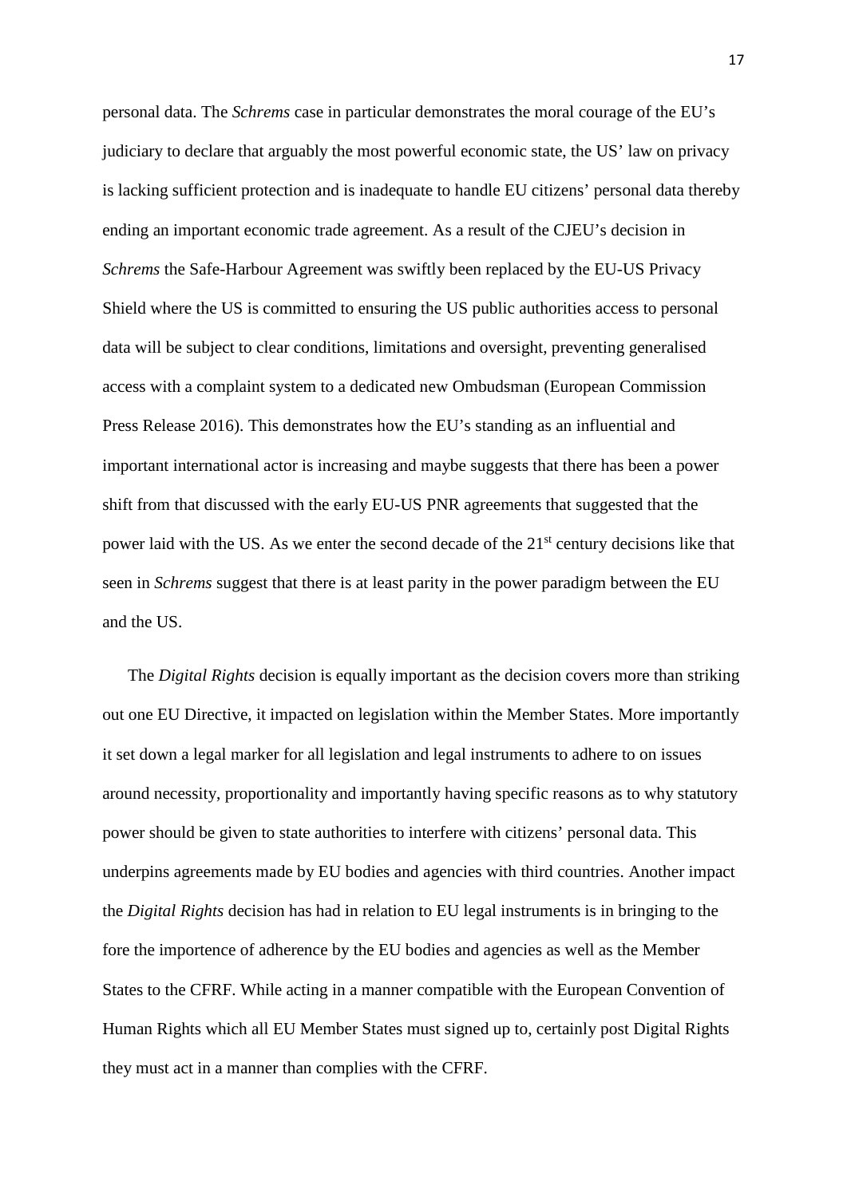personal data. The *Schrems* case in particular demonstrates the moral courage of the EU's judiciary to declare that arguably the most powerful economic state, the US' law on privacy is lacking sufficient protection and is inadequate to handle EU citizens' personal data thereby ending an important economic trade agreement. As a result of the CJEU's decision in *Schrems* the Safe-Harbour Agreement was swiftly been replaced by the EU-US Privacy Shield where the US is committed to ensuring the US public authorities access to personal data will be subject to clear conditions, limitations and oversight, preventing generalised access with a complaint system to a dedicated new Ombudsman (European Commission Press Release 2016). This demonstrates how the EU's standing as an influential and important international actor is increasing and maybe suggests that there has been a power shift from that discussed with the early EU-US PNR agreements that suggested that the power laid with the US. As we enter the second decade of the 21st century decisions like that seen in *Schrems* suggest that there is at least parity in the power paradigm between the EU and the US.

The *Digital Rights* decision is equally important as the decision covers more than striking out one EU Directive, it impacted on legislation within the Member States. More importantly it set down a legal marker for all legislation and legal instruments to adhere to on issues around necessity, proportionality and importantly having specific reasons as to why statutory power should be given to state authorities to interfere with citizens' personal data. This underpins agreements made by EU bodies and agencies with third countries. Another impact the *Digital Rights* decision has had in relation to EU legal instruments is in bringing to the fore the importence of adherence by the EU bodies and agencies as well as the Member States to the CFRF. While acting in a manner compatible with the European Convention of Human Rights which all EU Member States must signed up to, certainly post Digital Rights they must act in a manner than complies with the CFRF.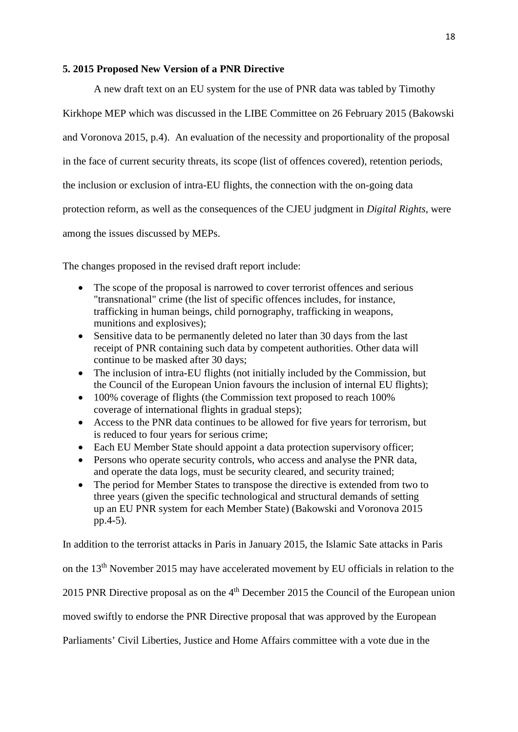## 5. 2015 Proposed New Version of a PNR Directive

A new draft text on an EU system for the use of PNR data was tabled by Timothy Kirkhope MEP which was discussed in the LIBE Committee on 26 February 2015 (Bakowski and Voronova 2015, p.4). An evaluation of the necessity and proportionality of the proposal in the face of current security threats, its scope (list of offences covered), retention periods, the inclusion or exclusion of intra-EU flights, the connection with the on-going data protection reform, as well as the consequences of the CJEU judgment in *Digital Rights*, were among the issues discussed by MEPs.

The changes proposed in the revised draft report include:

- The scope of the proposal is narrowed to cover terrorist offences and serious "transnational" crime (the list of specific offences includes, for instance, trafficking in human beings, child pornography, trafficking in weapons, munitions and explosives);
- Sensitive data to be permanently deleted no later than 30 days from the last receipt of PNR containing such data by competent authorities. Other data will continue to be masked after 30 days;
- The inclusion of intra-EU flights (not initially included by the Commission, but the Council of the European Union favours the inclusion of internal EU flights);
- 100% coverage of flights (the Commission text proposed to reach 100% coverage of international flights in gradual steps);
- Access to the PNR data continues to be allowed for five years for terrorism, but is reduced to four years for serious crime;
- Each EU Member State should appoint a data protection supervisory officer;
- Persons who operate security controls, who access and analyse the PNR data, and operate the data logs, must be security cleared, and security trained;
- The period for Member States to transpose the directive is extended from two to three years (given the specific technological and structural demands of setting up an EU PNR system for each Member State) (Bakowski and Voronova 2015 pp.4-5).

In addition to the terrorist attacks in Paris in January 2015, the Islamic Sate attacks in Paris on the 13th November 2015 may have accelerated movement by EU officials in relation to the 2015 PNR Directive proposal as on the 4th December 2015 the Council of the European union moved swiftly to endorse the PNR Directive proposal that was approved by the European Parliaments' Civil Liberties, Justice and Home Affairs committee with a vote due in the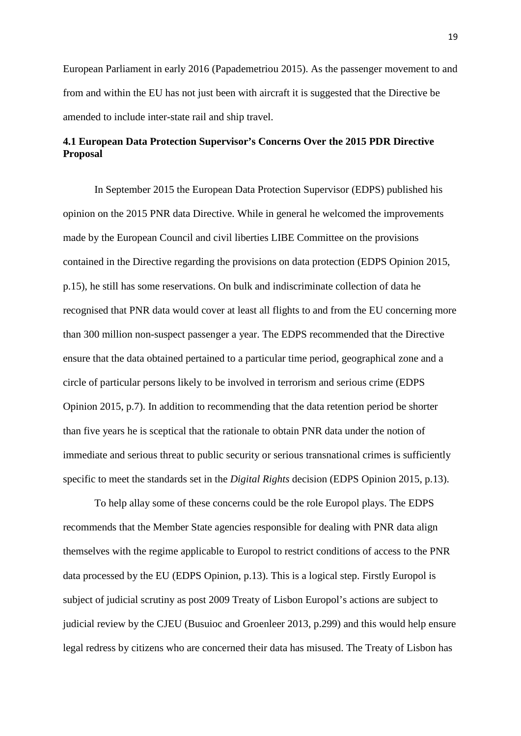European Parliament in early 2016 (Papademetriou 2015). As the passenger movement to and from and within the EU has not just been with aircraft it is suggested that the Directive be amended to include inter-state rail and ship travel.

### 4.1 European Data Protection Supervisor's Concerns Over the 2015 PDR Directive Proposal

In September 2015 the European Data Protection Supervisor (EDPS) published his opinion on the 2015 PNR data Directive. While in general he welcomed the improvements made by the European Council and civil liberties LIBE Committee on the provisions contained in the Directive regarding the provisions on data protection (EDPS Opinion 2015, p.15), he still has some reservations. On bulk and indiscriminate collection of data he recognised that PNR data would cover at least all flights to and from the EU concerning more than 300 million non-suspect passenger a year. The EDPS recommended that the Directive ensure that the data obtained pertained to a particular time period, geographical zone and a circle of particular persons likely to be involved in terrorism and serious crime (EDPS Opinion 2015, p.7). In addition to recommending that the data retention period be shorter than five years he is sceptical that the rationale to obtain PNR data under the notion of immediate and serious threat to public security or serious transnational crimes is sufficiently specific to meet the standards set in the *Digital Rights* decision (EDPS Opinion 2015, p.13).

To help allay some of these concerns could be the role Europol plays. The EDPS recommends that the Member State agencies responsible for dealing with PNR data align themselves with the regime applicable to Europol to restrict conditions of access to the PNR data processed by the EU (EDPS Opinion, p.13). This is a logical step. Firstly Europol is subject of judicial scrutiny as post 2009 Treaty of Lisbon Europol's actions are subject to judicial review by the CJEU (Busuioc and Groenleer 2013, p.299) and this would help ensure legal redress by citizens who are concerned their data has misused. The Treaty of Lisbon has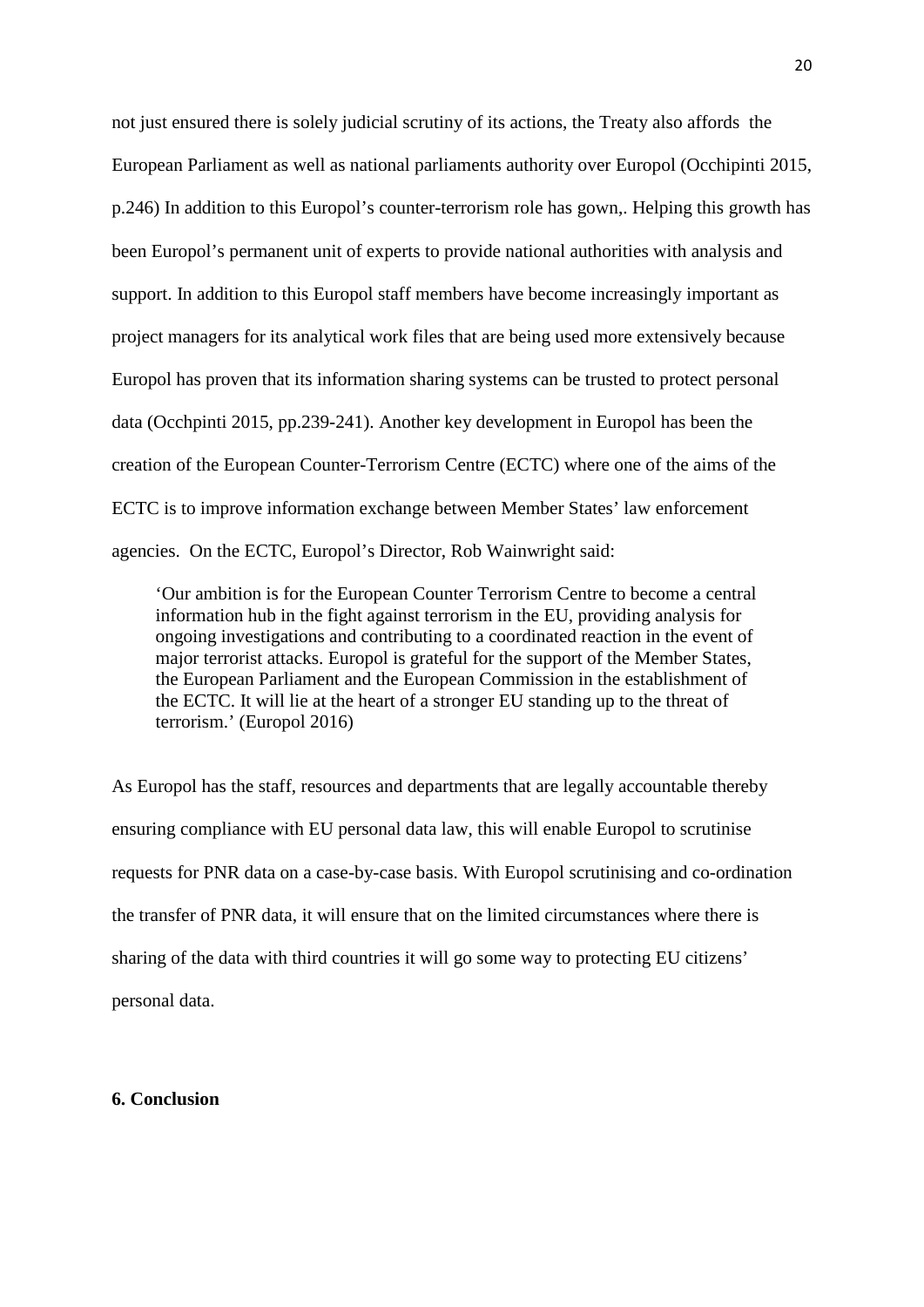not just ensured there is solely judicial scrutiny of its actions, the Treaty also affords the European Parliament as well as national parliaments authority over Europol (Occhipinti 2015, p.246) In addition to this Europol's counter-terrorism role has gown,. Helping this growth has been Europol's permanent unit of experts to provide national authorities with analysis and support. In addition to this Europol staff members have become increasingly important as project managers for its analytical work files that are being used more extensively because Europol has proven that its information sharing systems can be trusted to protect personal data (Occhpinti 2015, pp.239-241). Another key development in Europol has been the creation of the European Counter-Terrorism Centre (ECTC) where one of the aims of the ECTC is to improve information exchange between Member States' law enforcement agencies. On the ECTC, Europol's Director, Rob Wainwright said:

> 'Our ambition is for the European Counter Terrorism Centre to become a central information hub in the fight against terrorism in the EU, providing analysis for ongoing investigations and contributing to a coordinated reaction in the event of major terrorist attacks. Europol is grateful for the support of the Member States, the European Parliament and the European Commission in the establishment of the ECTC. It will lie at the heart of a stronger EU standing up to the threat of terrorism.' (Europol 2016)

As Europol has the staff, resources and departments that are legally accountable thereby ensuring compliance with EU personal data law, this will enable Europol to scrutinise requests for PNR data on a case-by-case basis. With Europol scrutinising and co-ordination the transfer of PNR data, it will ensure that on the limited circumstances where there is sharing of the data with third countries it will go some way to protecting EU citizens' personal data.

**6. Conclusion**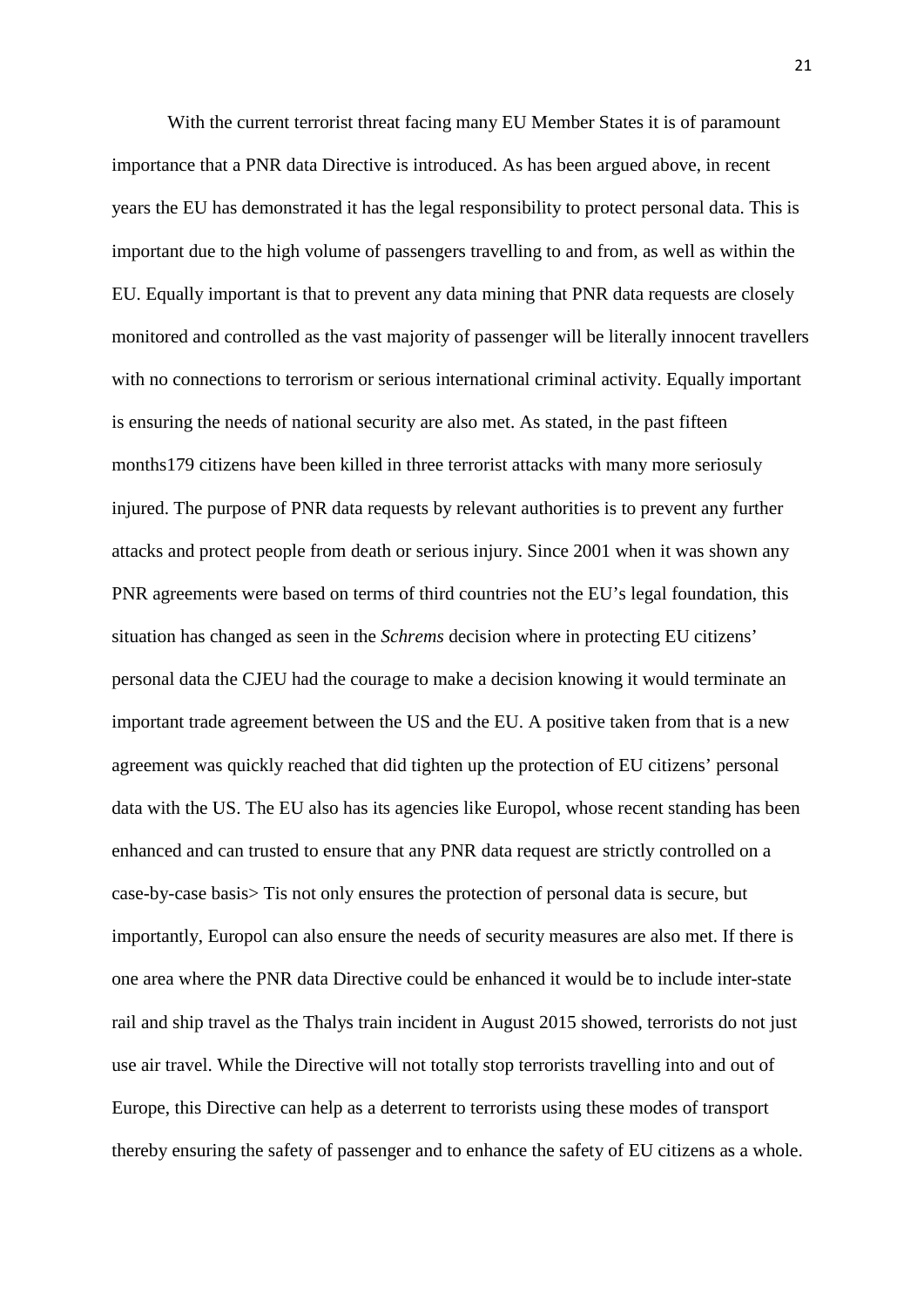With the current terrorist threat facing many EU Member States it is of paramount importance that a PNR data Directive is introduced. As has been argued above, in recent years the EU has demonstrated it has the legal responsibility to protect personal data. This is important due to the high volume of passengers travelling to and from, as well as within the EU. Equally important is that to prevent any data mining that PNR data requests are closely monitored and controlled as the vast majority of passenger will be literally innocent travellers with no connections to terrorism or serious international criminal activity. Equally important is ensuring the needs of national security are also met. As stated, in the past fifteen months179 citizens have been killed in three terrorist attacks with many more seriosuly injured. The purpose of PNR data requests by relevant authorities is to prevent any further attacks and protect people from death or serious injury. Since 2001 when it was shown any PNR agreements were based on terms of third countries not the EU's legal foundation, this situation has changed as seen in the *Schrems* decision where in protecting EU citizens' personal data the CJEU had the courage to make a decision knowing it would terminate an important trade agreement between the US and the EU. A positive taken from that is a new agreement was quickly reached that did tighten up the protection of EU citizens' personal data with the US. The EU also has its agencies like Europol, whose recent standing has been enhanced and can trusted to ensure that any PNR data request are strictly controlled on a case-by-case basis> Tis not only ensures the protection of personal data is secure, but importantly, Europol can also ensure the needs of security measures are also met. If there is one area where the PNR data Directive could be enhanced it would be to include inter-state rail and ship travel as the Thalys train incident in August 2015 showed, terrorists do not just use air travel. While the Directive will not totally stop terrorists travelling into and out of Europe, this Directive can help as a deterrent to terrorists using these modes of transport thereby ensuring the safety of passenger and to enhance the safety of EU citizens as a whole.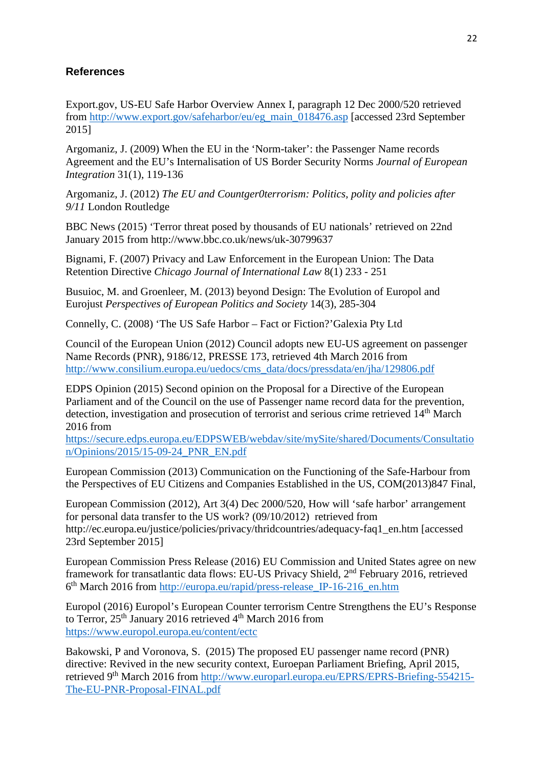## References

Export.gov, US-EU Safe Harbor Overview Annex I, paragraph 12 Dec 2000/520 retrieved from http://www.export.gov/safeharbor/eu/eg_main_018476.asp [accessed 23rd September 2015]

Argomaniz, J. (2009) When the EU in the 'Norm-taker': the Passenger Name records Agreement and the EU's Internalisation of US Border Security Norms *Journal of European Integration* 31(1), 119-136

Argomaniz, J. (2012) *The EU and Countger0terrorism: Politics, polity and policies after 9/11* London Routledge

BBC News (2015) 'Terror threat posed by thousands of EU nationals' retrieved on 22nd January 2015 from http://www.bbc.co.uk/news/uk-30799637

Bignami, F. (2007) Privacy and Law Enforcement in the European Union: The Data Retention Directive *Chicago Journal of International Law* 8(1) 233 - 251

Busuioc, M. and Groenleer, M. (2013) beyond Design: The Evolution of Europol and Eurojust *Perspectives of European Politics and Society* 14(3), 285-304

Connelly, C. (2008) 'The US Safe Harbor – Fact or Fiction?'Galexia Pty Ltd

Council of the European Union (2012) Council adopts new EU-US agreement on passenger Name Records (PNR), 9186/12, PRESSE 173, retrieved 4th March 2016 from http://www.consilium.europa.eu/uedocs/cms_data/docs/pressdata/en/jha/129806.pdf

EDPS Opinion (2015) Second opinion on the Proposal for a Directive of the European Parliament and of the Council on the use of Passenger name record data for the prevention, detection, investigation and prosecution of terrorist and serious crime retrieved 14th March 2016 from https://secure.edps.europa.eu/EDPSWEB/webdav/site/mySite/shared/Documents/Consultation/Opinions/2015/15-09-24_PNR_EN.pdf

European Commission (2013) Communication on the Functioning of the Safe-Harbour from the Perspectives of EU Citizens and Companies Established in the US, COM(2013)847 Final,

European Commission (2012), Art 3(4) Dec 2000/520, How will 'safe harbor' arrangement for personal data transfer to the US work? (09/10/2012) retrieved from http://ec.europa.eu/justice/policies/privacy/thridcountries/adequacy-faq1_en.htm [accessed 23rd September 2015]

European Commission Press Release (2016) EU Commission and United States agree on new framework for transatlantic data flows: EU-US Privacy Shield, 2nd February 2016, retrieved 6th March 2016 from http://europa.eu/rapid/press-release_IP-16-216_en.htm

Europol (2016) Europol's European Counter terrorism Centre Strengthens the EU's Response to Terror, 25th January 2016 retrieved 4th March 2016 from https://www.europol.europa.eu/content/ectc

Bakowski, P and Voronova, S. (2015) The proposed EU passenger name record (PNR) directive: Revived in the new security context, Euroepan Parliament Briefing, April 2015, retrieved 9th March 2016 from http://www.europarl.europa.eu/EPRS/EPRS-Briefing-554215-The-EU-PNR-Proposal-FINAL.pdf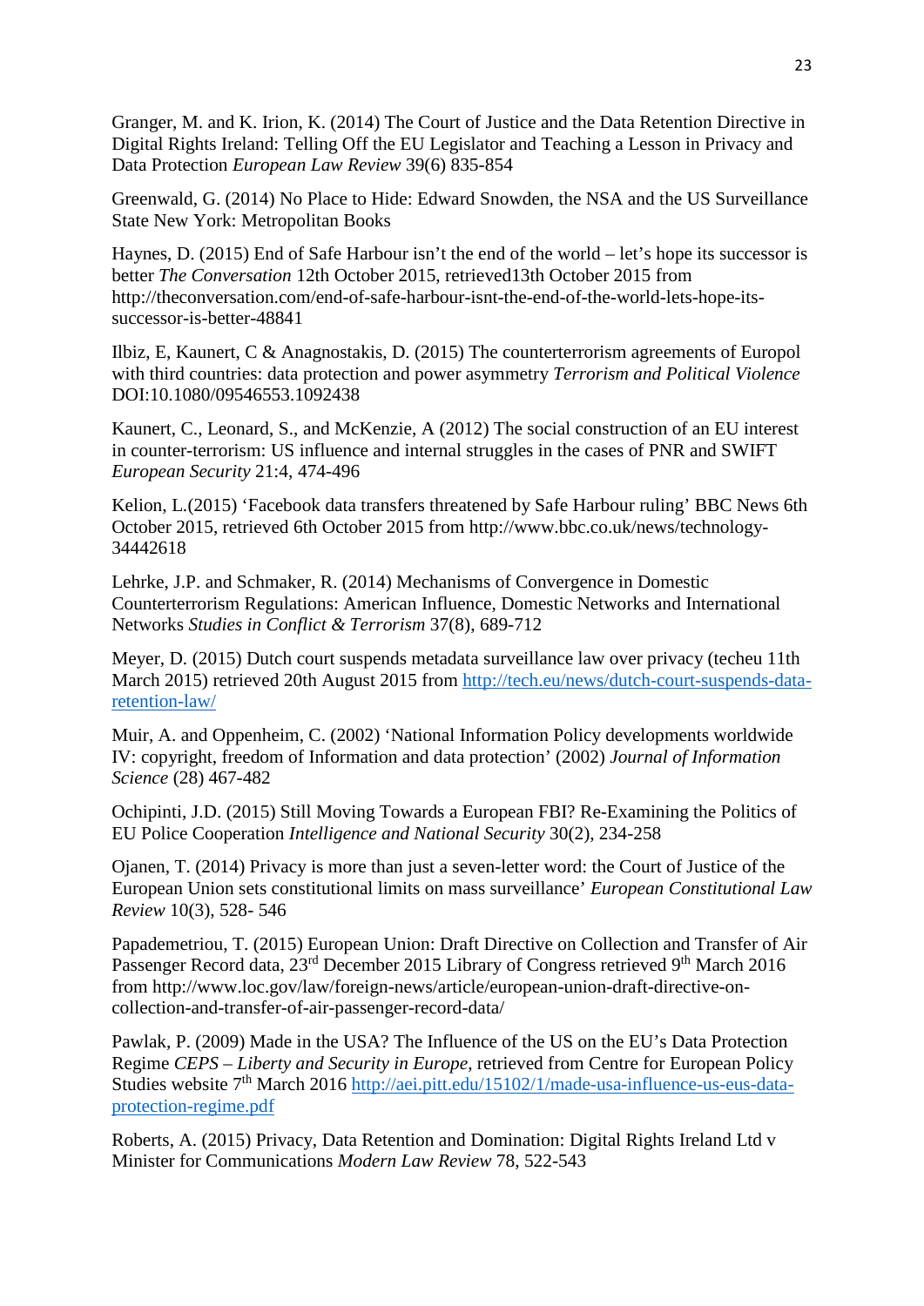Granger, M. and K. Irion, K. (2014) The Court of Justice and the Data Retention Directive in Digital Rights Ireland: Telling Off the EU Legislator and Teaching a Lesson in Privacy and Data Protection *European Law Review* 39(6) 835-854

Greenwald, G. (2014) No Place to Hide: Edward Snowden, the NSA and the US Surveillance State New York: Metropolitan Books

Haynes, D. (2015) End of Safe Harbour isn't the end of the world – let's hope its successor is better *The Conversation* 12th October 2015, retrieved13th October 2015 from http://theconversation.com/end-of-safe-harbour-isnt-the-end-of-the-world-lets-hope-its-successor-is-better-48841

Ilbiz, E, Kaunert, C & Anagnostakis, D. (2015) The counterterrorism agreements of Europol with third countries: data protection and power asymmetry *Terrorism and Political Violence* DOI:10.1080/09546553.1092438

Kaunert, C., Leonard, S., and McKenzie, A (2012) The social construction of an EU interest in counter-terrorism: US influence and internal struggles in the cases of PNR and SWIFT *European Security* 21:4, 474-496

Kelion, L.(2015) 'Facebook data transfers threatened by Safe Harbour ruling' BBC News 6th October 2015, retrieved 6th October 2015 from http://www.bbc.co.uk/news/technology-34442618

Lehrke, J.P. and Schmaker, R. (2014) Mechanisms of Convergence in Domestic Counterterrorism Regulations: American Influence, Domestic Networks and International Networks *Studies in Conflict & Terrorism* 37(8), 689-712

Meyer, D. (2015) Dutch court suspends metadata surveillance law over privacy (techeu 11th March 2015) retrieved 20th August 2015 from http://tech.eu/news/dutch-court-suspends-data-retention-law/

Muir, A. and Oppenheim, C. (2002) 'National Information Policy developments worldwide IV: copyright, freedom of Information and data protection' (2002) *Journal of Information Science* (28) 467-482

Ochipinti, J.D. (2015) Still Moving Towards a European FBI? Re-Examining the Politics of EU Police Cooperation *Intelligence and National Security* 30(2), 234-258

Ojanen, T. (2014) Privacy is more than just a seven-letter word: the Court of Justice of the European Union sets constitutional limits on mass surveillance' *European Constitutional Law Review* 10(3), 528- 546

Papademetriou, T. (2015) European Union: Draft Directive on Collection and Transfer of Air Passenger Record data, 23rd December 2015 Library of Congress retrieved 9th March 2016 from http://www.loc.gov/law/foreign-news/article/european-union-draft-directive-on-collection-and-transfer-of-air-passenger-record-data/

Pawlak, P. (2009) Made in the USA? The Influence of the US on the EU's Data Protection Regime *CEPS – Liberty and Security in Europe*, retrieved from Centre for European Policy Studies website 7th March 2016 http://aei.pitt.edu/15102/1/made-usa-influence-us-eus-data-protection-regime.pdf

Roberts, A. (2015) Privacy, Data Retention and Domination: Digital Rights Ireland Ltd v Minister for Communications *Modern Law Review* 78, 522-543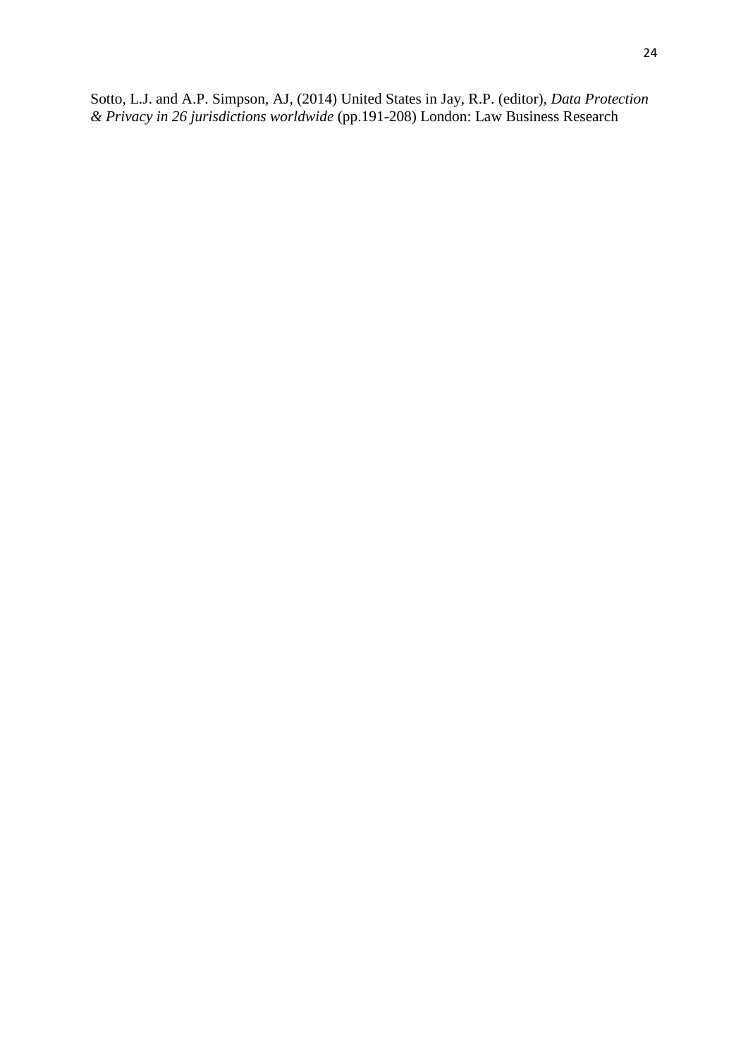Sotto, L.J. and A.P. Simpson, AJ, (2014) United States in Jay, R.P. (editor), *Data Protection & Privacy in 26 jurisdictions worldwide* (pp.191-208) London: Law Business Research